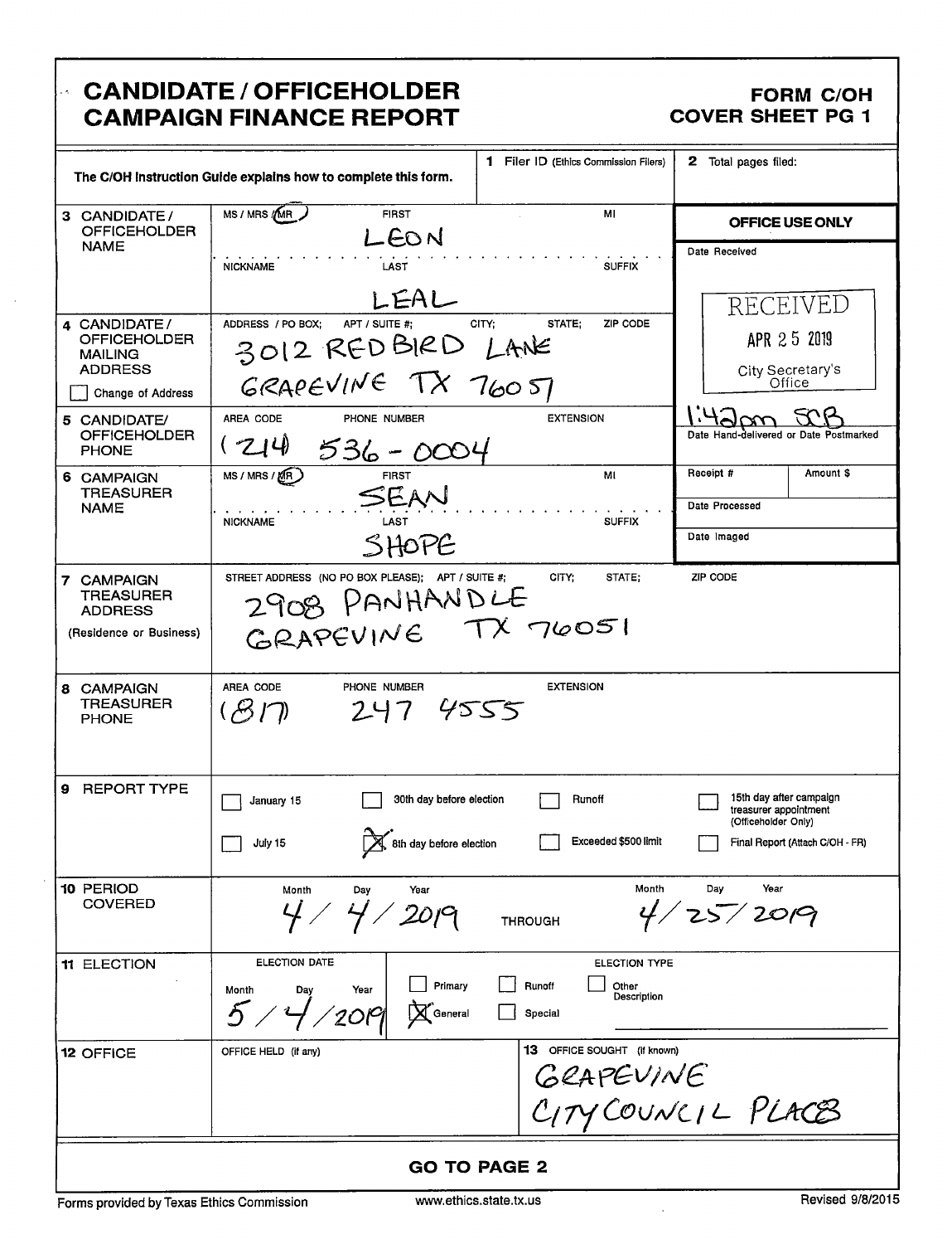# CANDIDATE / OFFICEHOLDER CAMPAIGN FINANCE REPORT

**FORM C/OH**
**COVER SHEET PG 1**

| | | |
|---|---|---|
| The C/OH Instruction Guide explains how to complete this form. | **1** Filer ID (Ethics Commission Filers) | **2** Total pages filed: |

| | | |
|---|---|---|
| **3** CANDIDATE / OFFICEHOLDER NAME | MS / MRS / (MR) FIRST: LEON MI: <br> NICKNAME LAST: LEAL SUFFIX | **OFFICE USE ONLY** <br> Date Received: RECEIVED APR 25 2019 City Secretary's Office |
| **4** CANDIDATE / OFFICEHOLDER MAILING ADDRESS <br> ☐ Change of Address | ADDRESS / PO BOX; APT / SUITE #; CITY; STATE; ZIP CODE <br> 3012 REDBIRD LANE <br> GRAPEVINE TX 76051 | |
| **5** CANDIDATE/ OFFICEHOLDER PHONE | AREA CODE PHONE NUMBER EXTENSION <br> (214) 536-0004 | 1:42pm SCB <br> Date Hand-delivered or Date Postmarked |
| **6** CAMPAIGN TREASURER NAME | MS / MRS / (MR) FIRST: SEAN MI: <br> NICKNAME LAST: SHOPE SUFFIX | Receipt # / Amount $ <br> Date Processed <br> Date Imaged |
| **7** CAMPAIGN TREASURER ADDRESS (Residence or Business) | STREET ADDRESS (NO PO BOX PLEASE); APT / SUITE #; CITY; STATE; ZIP CODE <br> 2908 PANHANDLE <br> GRAPEVINE TX 76051 | |
| **8** CAMPAIGN TREASURER PHONE | AREA CODE PHONE NUMBER EXTENSION <br> (817) 247 4555 | |

**9 REPORT TYPE**

- ☐ January 15
- ☐ July 15
- ☐ 30th day before election
- ☒ 8th day before election
- ☐ Runoff
- ☐ Exceeded $500 limit
- ☐ 15th day after campaign treasurer appointment (Officeholder Only)
- ☐ Final Report (Attach C/OH - FR)

**10 PERIOD COVERED**

Month / Day / Year: 4 / 4 / 2019 THROUGH Month / Day / Year: 4 / 25 / 2019

**11 ELECTION**

ELECTION DATE (Month / Day / Year): 5 / 4 / 2019

ELECTION TYPE:
- ☐ Primary
- ☒ General
- ☐ Runoff
- ☐ Special
- ☐ Other Description

**12 OFFICE**

OFFICE HELD (if any):

**13** OFFICE SOUGHT (if known): GRAPEVINE CITY COUNCIL PLACE 3

**GO TO PAGE 2**

Forms provided by Texas Ethics Commission — www.ethics.state.tx.us — Revised 9/8/2015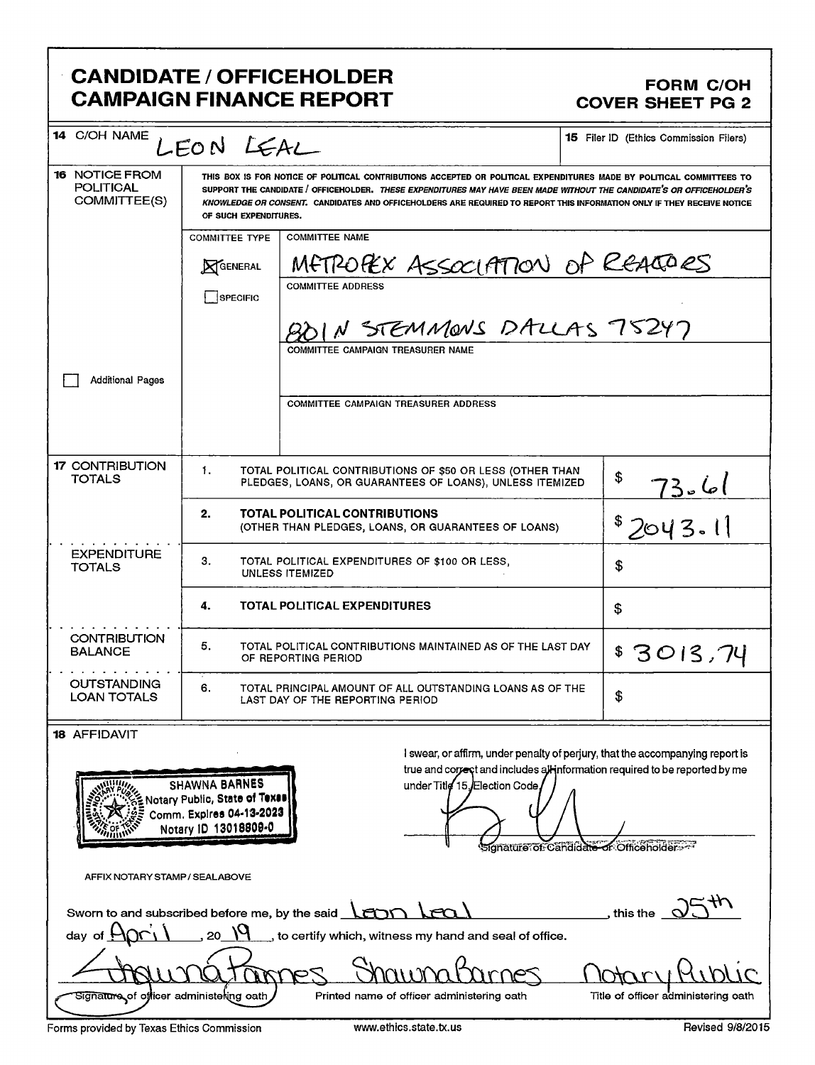# CANDIDATE / OFFICEHOLDER CAMPAIGN FINANCE REPORT

**FORM C/OH COVER SHEET PG 2**

| | | |
|---|---|---|
| **14** C/OH NAME | LEON LEAL | **15** Filer ID (Ethics Commission Filers) |

**16 NOTICE FROM POLITICAL COMMITTEE(S)**

THIS BOX IS FOR NOTICE OF POLITICAL CONTRIBUTIONS ACCEPTED OR POLITICAL EXPENDITURES MADE BY POLITICAL COMMITTEES TO SUPPORT THE CANDIDATE / OFFICEHOLDER. *THESE EXPENDITURES MAY HAVE BEEN MADE WITHOUT THE CANDIDATE'S OR OFFICEHOLDER'S KNOWLEDGE OR CONSENT.* CANDIDATES AND OFFICEHOLDERS ARE REQUIRED TO REPORT THIS INFORMATION ONLY IF THEY RECEIVE NOTICE OF SUCH EXPENDITURES.

| COMMITTEE TYPE | |
|---|---|
| [X] GENERAL | COMMITTEE NAME: METROTEX ASSOCIATION OF REALTORS |
| [ ] SPECIFIC | COMMITTEE ADDRESS: 8201 N STEMMONS DALLAS 75247 |
| | COMMITTEE CAMPAIGN TREASURER NAME: |
| [ ] Additional Pages | COMMITTEE CAMPAIGN TREASURER ADDRESS: |

| | | | |
|---|---|---|---|
| **17 CONTRIBUTION TOTALS** | 1. | TOTAL POLITICAL CONTRIBUTIONS OF $50 OR LESS (OTHER THAN PLEDGES, LOANS, OR GUARANTEES OF LOANS), UNLESS ITEMIZED | $ 73.61 |
| | 2. | **TOTAL POLITICAL CONTRIBUTIONS** (OTHER THAN PLEDGES, LOANS, OR GUARANTEES OF LOANS) | $ 2043.11 |
| **EXPENDITURE TOTALS** | 3. | TOTAL POLITICAL EXPENDITURES OF $100 OR LESS, UNLESS ITEMIZED | $ |
| | 4. | **TOTAL POLITICAL EXPENDITURES** | $ |
| **CONTRIBUTION BALANCE** | 5. | TOTAL POLITICAL CONTRIBUTIONS MAINTAINED AS OF THE LAST DAY OF REPORTING PERIOD | $ 3013.74 |
| **OUTSTANDING LOAN TOTALS** | 6. | TOTAL PRINCIPAL AMOUNT OF ALL OUTSTANDING LOANS AS OF THE LAST DAY OF THE REPORTING PERIOD | $ |

**18 AFFIDAVIT**

SHAWNA BARNES
Notary Public, State of Texas
Comm. Expires 04-13-2023
Notary ID 13018809-0

I swear, or affirm, under penalty of perjury, that the accompanying report is true and correct and includes all information required to be reported by me under Title 15, Election Code.

Signature of Candidate or Officeholder

AFFIX NOTARY STAMP / SEAL ABOVE

Sworn to and subscribed before me, by the said Leon Leal, this the 25th day of April, 20 19, to certify which, witness my hand and seal of office.

| Signature of officer administering oath | Printed name of officer administering oath: Shawna Barnes | Title of officer administering oath: Notary Public |
|---|---|---|

Forms provided by Texas Ethics Commission www.ethics.state.tx.us Revised 9/8/2015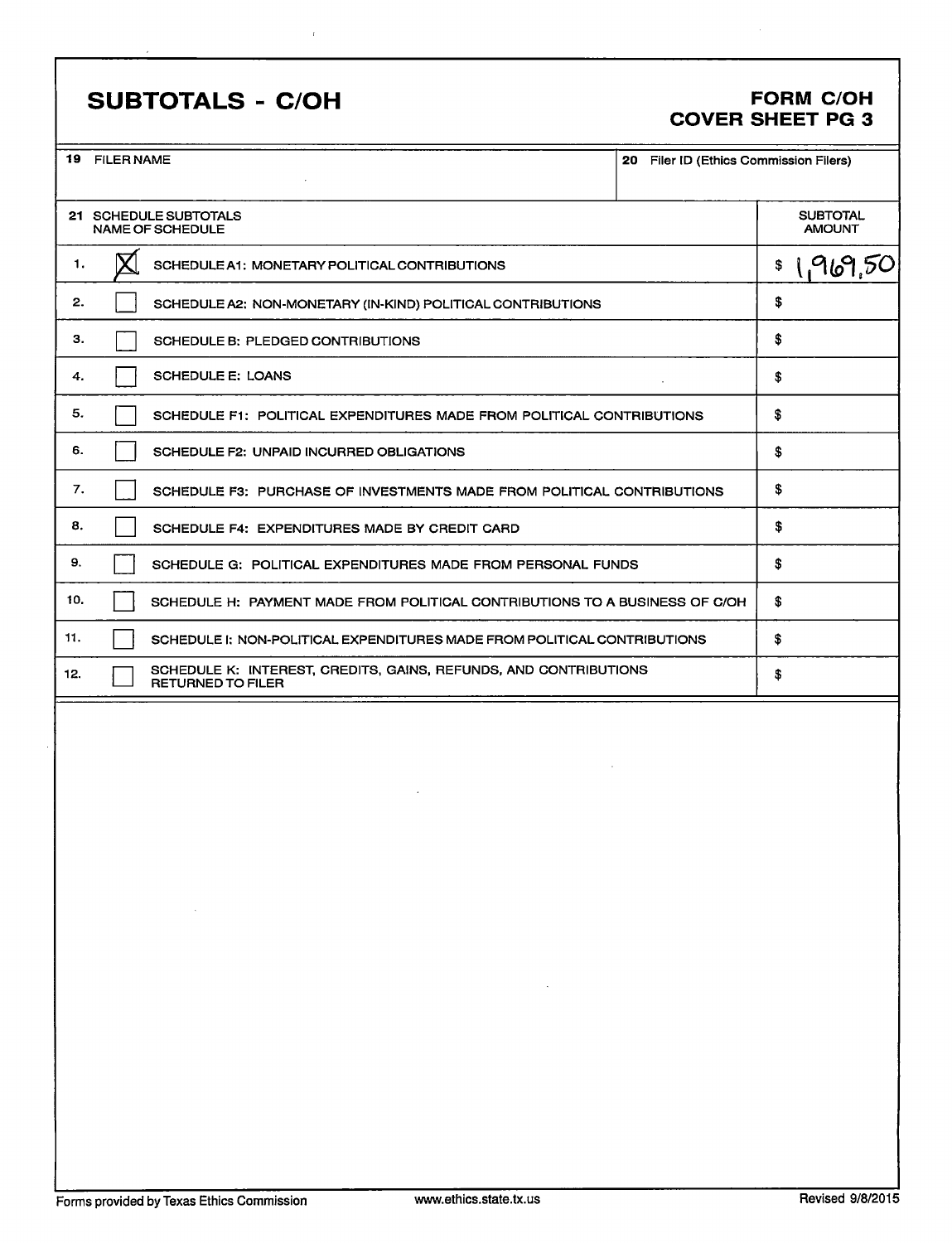# SUBTOTALS - C/OH

**FORM C/OH**
**COVER SHEET PG 3**

| 19 FILER NAME | 20 Filer ID (Ethics Commission Filers) |
|---|---|
| | |

| 21 SCHEDULE SUBTOTALS NAME OF SCHEDULE | | SUBTOTAL AMOUNT |
|---|---|---|
| 1. | [X] SCHEDULE A1: MONETARY POLITICAL CONTRIBUTIONS | $ 1,969.50 |
| 2. | [ ] SCHEDULE A2: NON-MONETARY (IN-KIND) POLITICAL CONTRIBUTIONS | $ |
| 3. | [ ] SCHEDULE B: PLEDGED CONTRIBUTIONS | $ |
| 4. | [ ] SCHEDULE E: LOANS | $ |
| 5. | [ ] SCHEDULE F1: POLITICAL EXPENDITURES MADE FROM POLITICAL CONTRIBUTIONS | $ |
| 6. | [ ] SCHEDULE F2: UNPAID INCURRED OBLIGATIONS | $ |
| 7. | [ ] SCHEDULE F3: PURCHASE OF INVESTMENTS MADE FROM POLITICAL CONTRIBUTIONS | $ |
| 8. | [ ] SCHEDULE F4: EXPENDITURES MADE BY CREDIT CARD | $ |
| 9. | [ ] SCHEDULE G: POLITICAL EXPENDITURES MADE FROM PERSONAL FUNDS | $ |
| 10. | [ ] SCHEDULE H: PAYMENT MADE FROM POLITICAL CONTRIBUTIONS TO A BUSINESS OF C/OH | $ |
| 11. | [ ] SCHEDULE I: NON-POLITICAL EXPENDITURES MADE FROM POLITICAL CONTRIBUTIONS | $ |
| 12. | [ ] SCHEDULE K: INTEREST, CREDITS, GAINS, REFUNDS, AND CONTRIBUTIONS RETURNED TO FILER | $ |

Forms provided by Texas Ethics Commission www.ethics.state.tx.us Revised 9/8/2015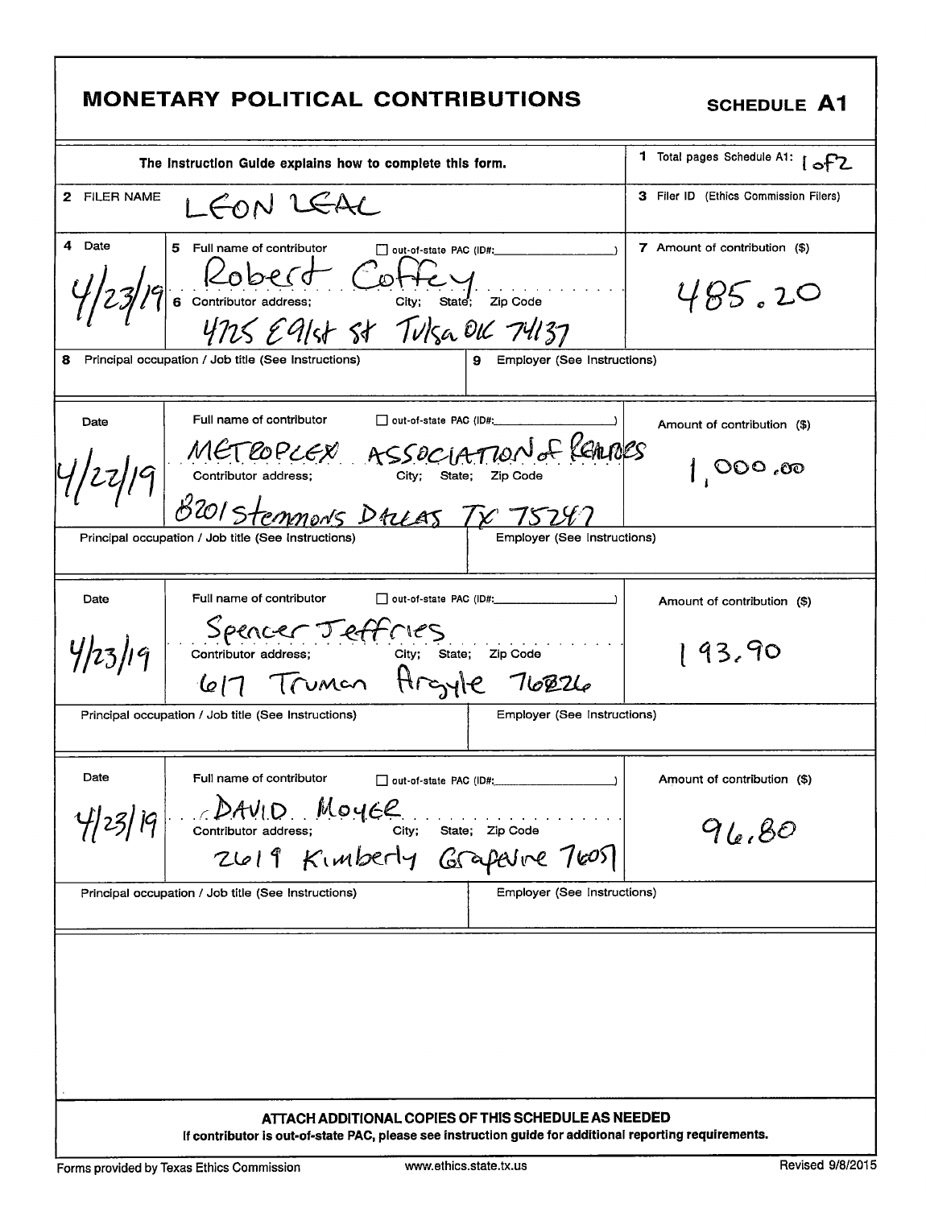# MONETARY POLITICAL CONTRIBUTIONS

**SCHEDULE A1**

The Instruction Guide explains how to complete this form.

1 Total pages Schedule A1: 1 of 2

2 FILER NAME: LEON LEAL

3 Filer ID (Ethics Commission Filers):

| 4 Date | 5 Full name of contributor / 6 Contributor address; City; State; Zip Code | out-of-state PAC (ID#: ) | 7 Amount of contribution ($) |
|---|---|---|---|
| 4/23/19 | Robert Coffey<br>4725 E 91st St Tulsa OK 74137 | ☐ | 485.20 |
| 8 Principal occupation / Job title (See Instructions): | | 9 Employer (See Instructions): | |
| 4/22/19 | METROPLEX ASSOCIATION of REALTORS<br>8201 Stemmons DALLAS TX 75247 | ☐ | 1,000.00 |
| Principal occupation / Job title (See Instructions): | | Employer (See Instructions): | |
| 4/23/19 | Spencer Jeffries<br>617 Truman Argyle 76226 | ☐ | 193.90 |
| Principal occupation / Job title (See Instructions): | | Employer (See Instructions): | |
| 4/23/19 | DAVID MOYER<br>2619 Kimberly Grapevine 76051 | ☐ | 96.80 |
| Principal occupation / Job title (See Instructions): | | Employer (See Instructions): | |

**ATTACH ADDITIONAL COPIES OF THIS SCHEDULE AS NEEDED**

**If contributor is out-of-state PAC, please see instruction guide for additional reporting requirements.**

Forms provided by Texas Ethics Commission www.ethics.state.tx.us Revised 9/8/2015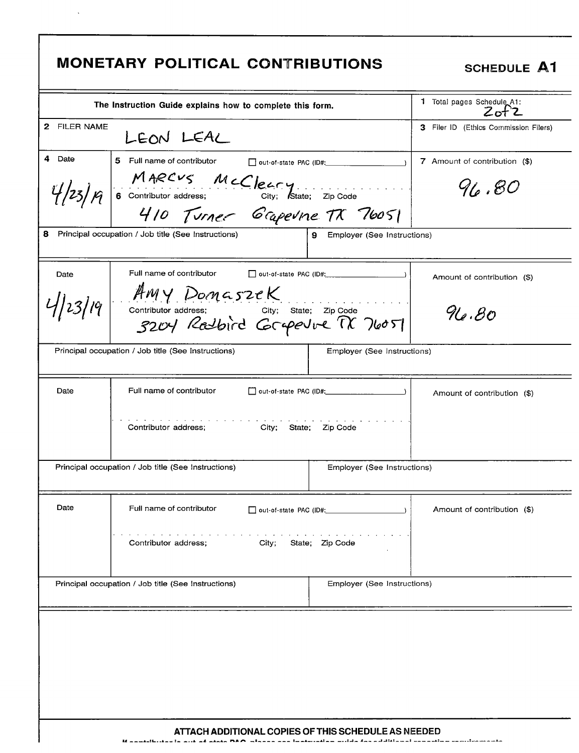# MONETARY POLITICAL CONTRIBUTIONS

**SCHEDULE A1**

| The Instruction Guide explains how to complete this form. | | 1 Total pages Schedule A1: 2 of 2 |
|---|---|---|
| **2** FILER NAME: LEON LEAL | | **3** Filer ID (Ethics Commission Filers) |
| **4** Date: 4/23/19 | **5** Full name of contributor: MARCUS McCleary ☐ out-of-state PAC (ID#: ) <br> **6** Contributor address; City; State; Zip Code: 410 Turner Grapevine TX 76051 | **7** Amount of contribution ($): 96.80 |
| **8** Principal occupation / Job title (See Instructions) | **9** Employer (See Instructions) | |
| Date: 4/23/19 | Full name of contributor: AMY Domaszek ☐ out-of-state PAC (ID#: ) <br> Contributor address; City; State; Zip Code: 3204 Redbird Grapevine TX 76051 | Amount of contribution ($): 96.80 |
| Principal occupation / Job title (See Instructions) | Employer (See Instructions) | |
| Date | Full name of contributor ☐ out-of-state PAC (ID#: ) <br> Contributor address; City; State; Zip Code | Amount of contribution ($) |
| Principal occupation / Job title (See Instructions) | Employer (See Instructions) | |
| Date | Full name of contributor ☐ out-of-state PAC (ID#: ) <br> Contributor address; City; State; Zip Code | Amount of contribution ($) |
| Principal occupation / Job title (See Instructions) | Employer (See Instructions) | |

**ATTACH ADDITIONAL COPIES OF THIS SCHEDULE AS NEEDED**

If contributor is out-of-state PAC, please see instruction guide for additional reporting requirements.